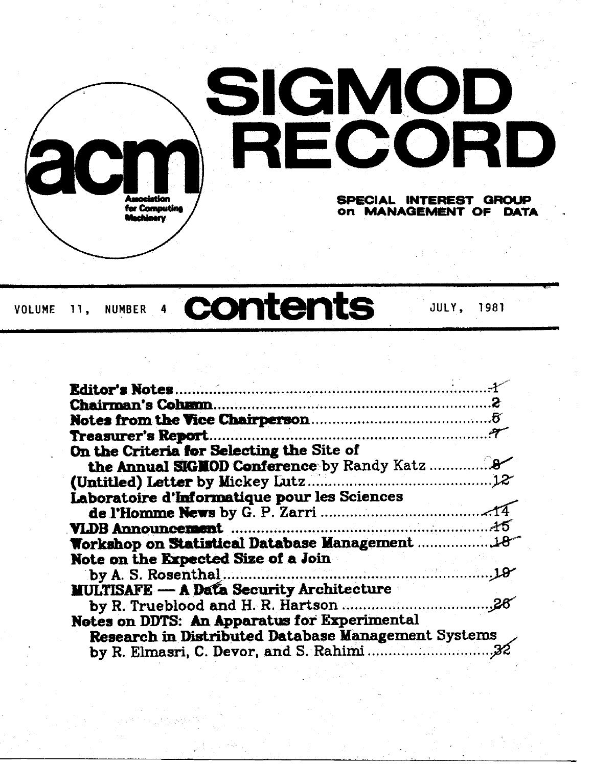# SIGMOD RECORD

acm — Association for Computing Machinery

SPECIAL INTEREST GROUP on MANAGEMENT OF DATA

VOLUME 11, NUMBER 4 **contents** JULY, 1981

**Editor's Notes** ........ 1

**Chairman's Column** ........ 2

**Notes from the Vice Chairperson** ........ 5

**Treasurer's Report** ........ 7

**On the Criteria for Selecting the Site of the Annual SIGMOD Conference** by Randy Katz ........ 8

**(Untitled) Letter** by Mickey Lutz ........ 12

**Laboratoire d'Informatique pour les Sciences de l'Homme News** by G. P. Zarri ........ 14

**VLDB Announcement** ........ 15

**Workshop on Statistical Database Management** ........ 18

**Note on the Expected Size of a Join** by A. S. Rosenthal ........ 19

**MULTISAFE — A Data Security Architecture** by R. Trueblood and H. R. Hartson ........ 26

**Notes on DDTS: An Apparatus for Experimental Research in Distributed Database Management Systems** by R. Elmasri, C. Devor, and S. Rahimi ........ 32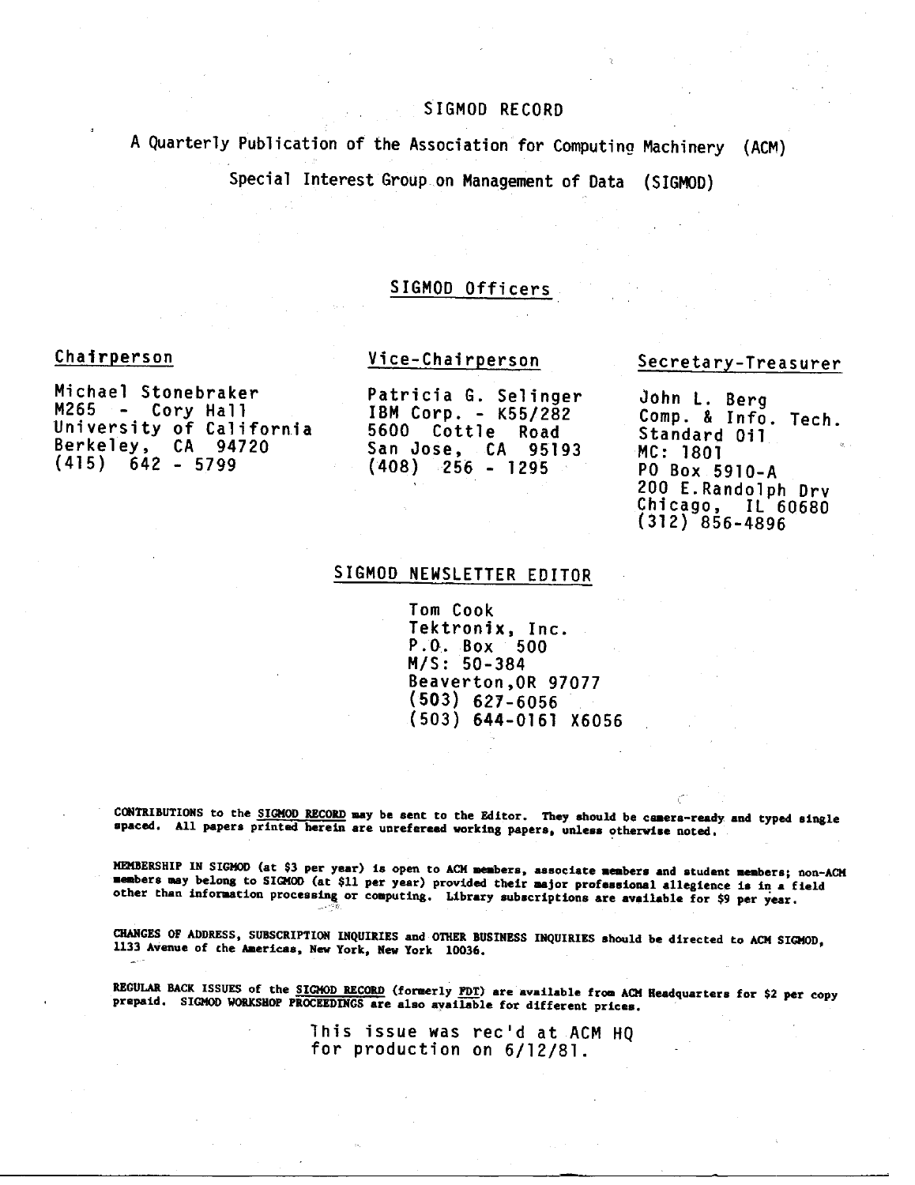# SIGMOD RECORD

A Quarterly Publication of the Association for Computing Machinery (ACM)

Special Interest Group on Management of Data (SIGMOD)

## SIGMOD Officers

**Chairperson**

Michael Stonebraker
M265 - Cory Hall
University of California
Berkeley, CA 94720
(415) 642 - 5799

**Vice-Chairperson**

Patricia G. Selinger
IBM Corp. - K55/282
5600 Cottle Road
San Jose, CA 95193
(408) 256 - 1295

**Secretary-Treasurer**

John L. Berg
Comp. & Info. Tech.
Standard Oil
MC: 1801
PO Box 5910-A
200 E.Randolph Drv
Chicago, IL 60680
(312) 856-4896

## SIGMOD NEWSLETTER EDITOR

Tom Cook
Tektronix, Inc.
P.O. Box 500
M/S: 50-384
Beaverton,OR 97077
(503) 627-6056
(503) 644-0161 X6056

CONTRIBUTIONS to the SIGMOD RECORD may be sent to the Editor. They should be camera-ready and typed single spaced. All papers printed herein are unrefereed working papers, unless otherwise noted.

MEMBERSHIP IN SIGMOD (at $3 per year) is open to ACM members, associate members and student members; non-ACM members may belong to SIGMOD (at $11 per year) provided their major professional allegience is in a field other than information processing or computing. Library subscriptions are available for $9 per year.

CHANGES OF ADDRESS, SUBSCRIPTION INQUIRIES and OTHER BUSINESS INQUIRIES should be directed to ACM SIGMOD, 1133 Avenue of the Americas, New York, New York 10036.

REGULAR BACK ISSUES of the SIGMOD RECORD (formerly FDT) are available from ACM Headquarters for $2 per copy prepaid. SIGMOD WORKSHOP PROCEEDINGS are also available for different prices.

This issue was rec'd at ACM HQ
for production on 6/12/81.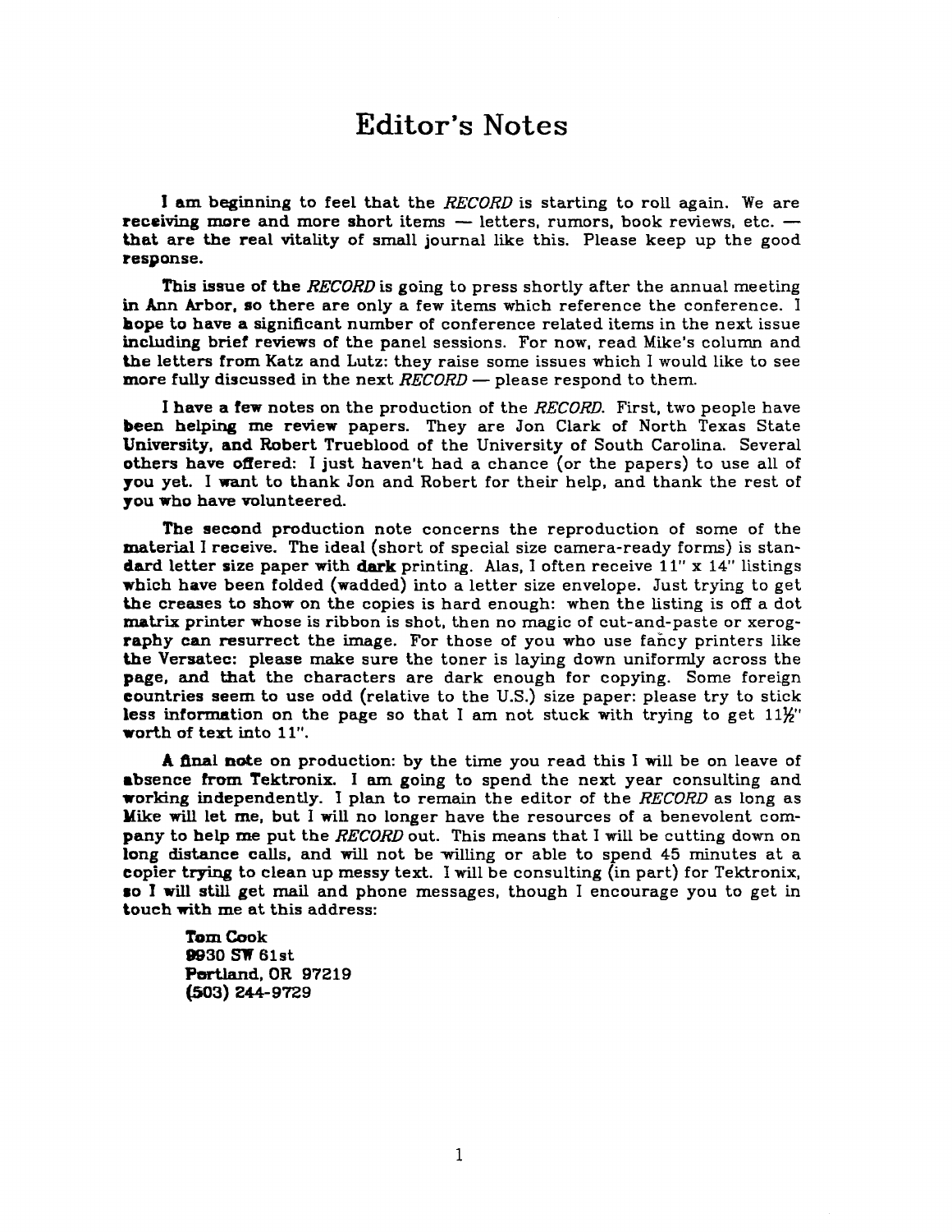# Editor's Notes

I am beginning to feel that the *RECORD* is starting to roll again. We are receiving more and more short items — letters, rumors, book reviews, etc. — that are the real vitality of small journal like this. Please keep up the good response.

This issue of the *RECORD* is going to press shortly after the annual meeting in Ann Arbor, so there are only a few items which reference the conference. I hope to have a significant number of conference related items in the next issue including brief reviews of the panel sessions. For now, read Mike's column and the letters from Katz and Lutz: they raise some issues which I would like to see more fully discussed in the next *RECORD* — please respond to them.

I have a few notes on the production of the *RECORD*. First, two people have been helping me review papers. They are Jon Clark of North Texas State University, and Robert Trueblood of the University of South Carolina. Several others have offered: I just haven't had a chance (or the papers) to use all of you yet. I want to thank Jon and Robert for their help, and thank the rest of you who have volunteered.

The second production note concerns the reproduction of some of the material I receive. The ideal (short of special size camera-ready forms) is standard letter size paper with **dark** printing. Alas, I often receive 11" x 14" listings which have been folded (wadded) into a letter size envelope. Just trying to get the creases to show on the copies is hard enough: when the listing is off a dot matrix printer whose is ribbon is shot, then no magic of cut-and-paste or xerography can resurrect the image. For those of you who use fancy printers like the Versatec: please make sure the toner is laying down uniformly across the page, and that the characters are dark enough for copying. Some foreign countries seem to use odd (relative to the U.S.) size paper: please try to stick less information on the page so that I am not stuck with trying to get 11½" worth of text into 11".

A final note on production: by the time you read this I will be on leave of absence from Tektronix. I am going to spend the next year consulting and working independently. I plan to remain the editor of the *RECORD* as long as Mike will let me, but I will no longer have the resources of a benevolent company to help me put the *RECORD* out. This means that I will be cutting down on long distance calls, and will not be willing or able to spend 45 minutes at a copier trying to clean up messy text. I will be consulting (in part) for Tektronix, so I will still get mail and phone messages, though I encourage you to get in touch with me at this address:

> Tom Cook
> 9930 SW 61st
> Portland, OR 97219
> (503) 244-9729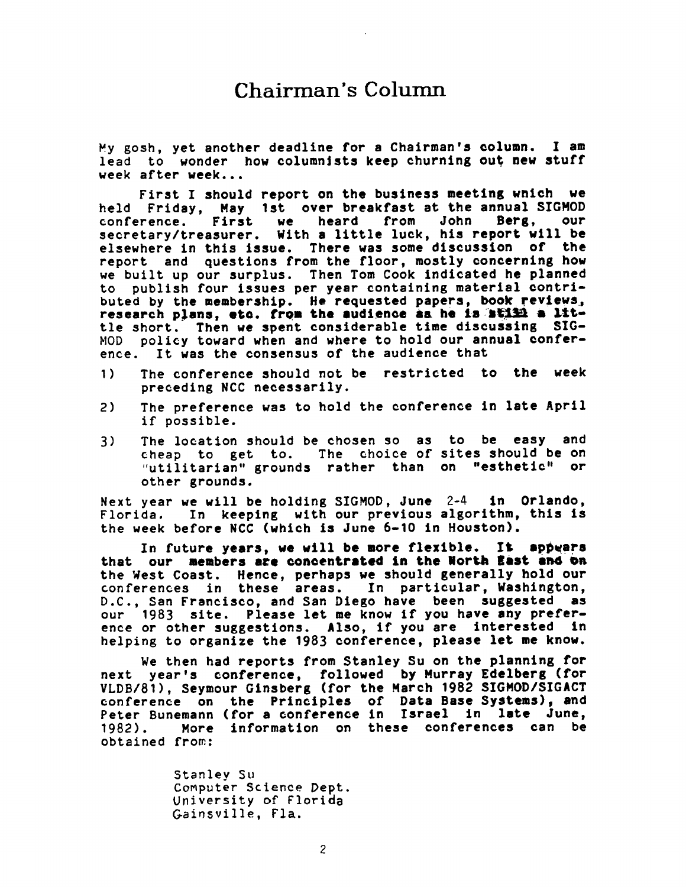# Chairman's Column

My gosh, yet another deadline for a Chairman's column. I am lead to wonder how columnists keep churning out new stuff week after week...

First I should report on the business meeting which we held Friday, May 1st over breakfast at the annual SIGMOD conference. First we heard from John Berg, our secretary/treasurer. With a little luck, his report will be elsewhere in this issue. There was some discussion of the report and questions from the floor, mostly concerning how we built up our surplus. Then Tom Cook indicated he planned to publish four issues per year containing material contributed by the membership. He requested papers, book reviews, research plans, etc. from the audience as he is still a little short. Then we spent considerable time discussing SIGMOD policy toward when and where to hold our annual conference. It was the consensus of the audience that

1) The conference should not be restricted to the week preceding NCC necessarily.
2) The preference was to hold the conference in late April if possible.
3) The location should be chosen so as to be easy and cheap to get to. The choice of sites should be on "utilitarian" grounds rather than on "esthetic" or other grounds.

Next year we will be holding SIGMOD, June 2-4 in Orlando, Florida. In keeping with our previous algorithm, this is the week before NCC (which is June 6-10 in Houston).

In future years, we will be more flexible. It appears that our members are concentrated in the North East and on the West Coast. Hence, perhaps we should generally hold our conferences in these areas. In particular, Washington, D.C., San Francisco, and San Diego have been suggested as our 1983 site. Please let me know if you have any preference or other suggestions. Also, if you are interested in helping to organize the 1983 conference, please let me know.

We then had reports from Stanley Su on the planning for next year's conference, followed by Murray Edelberg (for VLDB/81), Seymour Ginsberg (for the March 1982 SIGMOD/SIGACT conference on the Principles of Data Base Systems), and Peter Bunemann (for a conference in Israel in late June, 1982). More information on these conferences can be obtained from:

Stanley Su
Computer Science Dept.
University of Florida
Gainsville, Fla.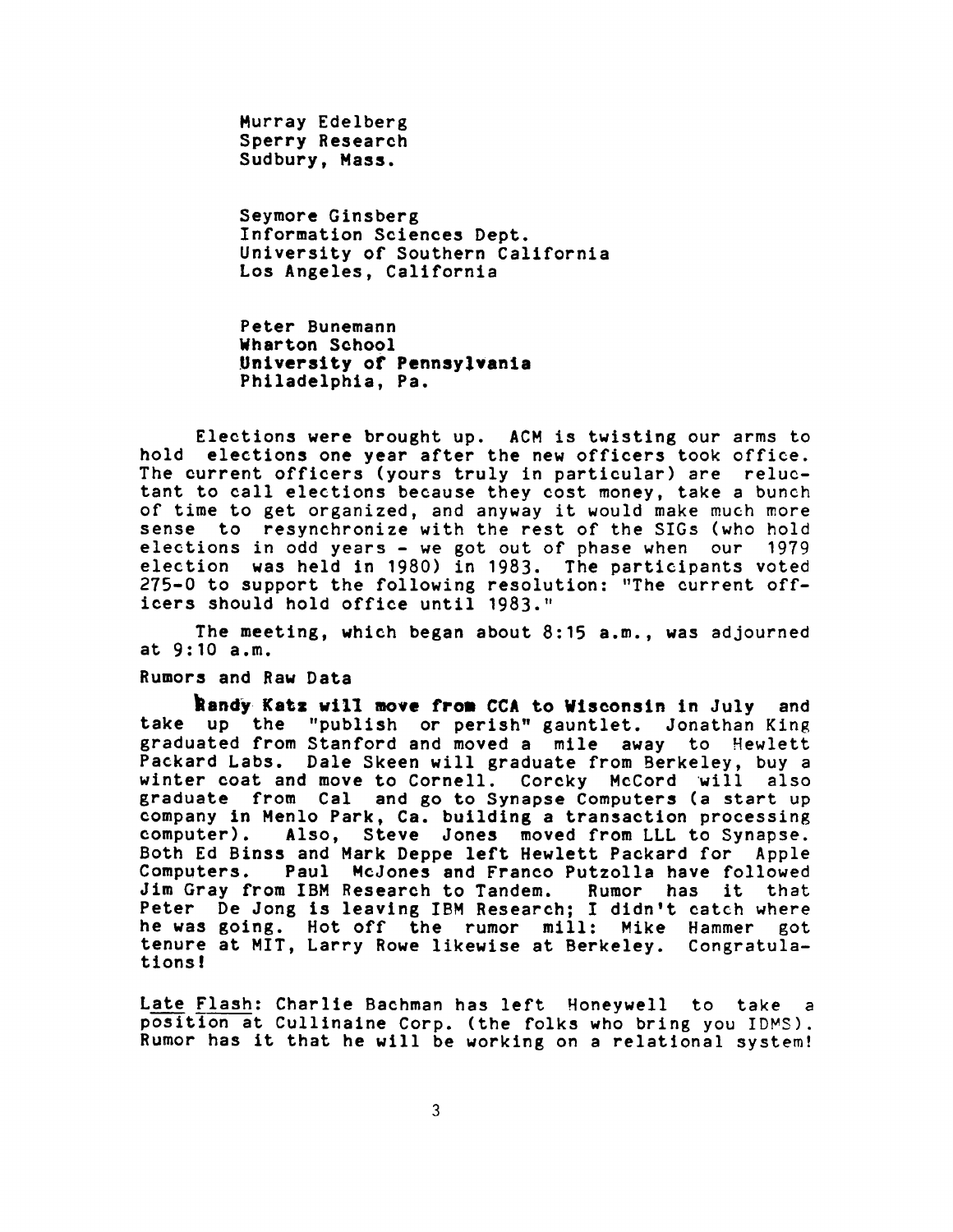Murray Edelberg
Sperry Research
Sudbury, Mass.

Seymore Ginsberg
Information Sciences Dept.
University of Southern California
Los Angeles, California

Peter Bunemann
Wharton School
University of Pennsylvania
Philadelphia, Pa.

Elections were brought up. ACM is twisting our arms to hold elections one year after the new officers took office. The current officers (yours truly in particular) are reluctant to call elections because they cost money, take a bunch of time to get organized, and anyway it would make much more sense to resynchronize with the rest of the SIGs (who hold elections in odd years - we got out of phase when our 1979 election was held in 1980) in 1983. The participants voted 275-0 to support the following resolution: "The current officers should hold office until 1983."

The meeting, which began about 8:15 a.m., was adjourned at 9:10 a.m.

Rumors and Raw Data

**Randy Katz will move from CCA to Wisconsin** in July and take up the "publish or perish" gauntlet. Jonathan King graduated from Stanford and moved a mile away to Hewlett Packard Labs. Dale Skeen will graduate from Berkeley, buy a winter coat and move to Cornell. Corcky McCord will also graduate from Cal and go to Synapse Computers (a start up company in Menlo Park, Ca. building a transaction processing computer). Also, Steve Jones moved from LLL to Synapse. Both Ed Binss and Mark Deppe left Hewlett Packard for Apple Computers. Paul McJones and Franco Putzolla have followed Jim Gray from IBM Research to Tandem. Rumor has it that Peter De Jong is leaving IBM Research; I didn't catch where he was going. Hot off the rumor mill: Mike Hammer got tenure at MIT, Larry Rowe likewise at Berkeley. Congratulations!

Late Flash: Charlie Bachman has left Honeywell to take a position at Cullinaine Corp. (the folks who bring you IDMS). Rumor has it that he will be working on a relational system!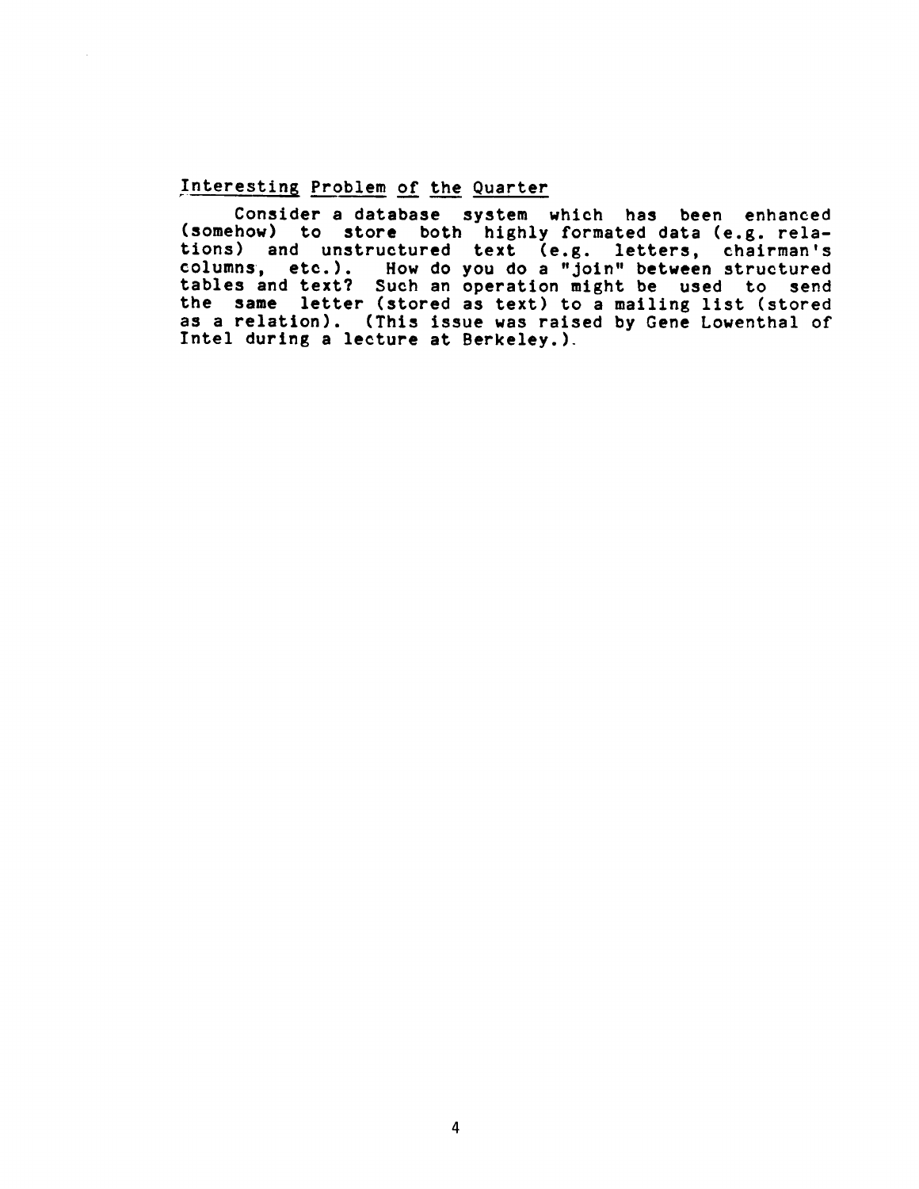## Interesting Problem of the Quarter

Consider a database system which has been enhanced (somehow) to store both highly formated data (e.g. relations) and unstructured text (e.g. letters, chairman's columns, etc.). How do you do a "join" between structured tables and text? Such an operation might be used to send the same letter (stored as text) to a mailing list (stored as a relation). (This issue was raised by Gene Lowenthal of Intel during a lecture at Berkeley.).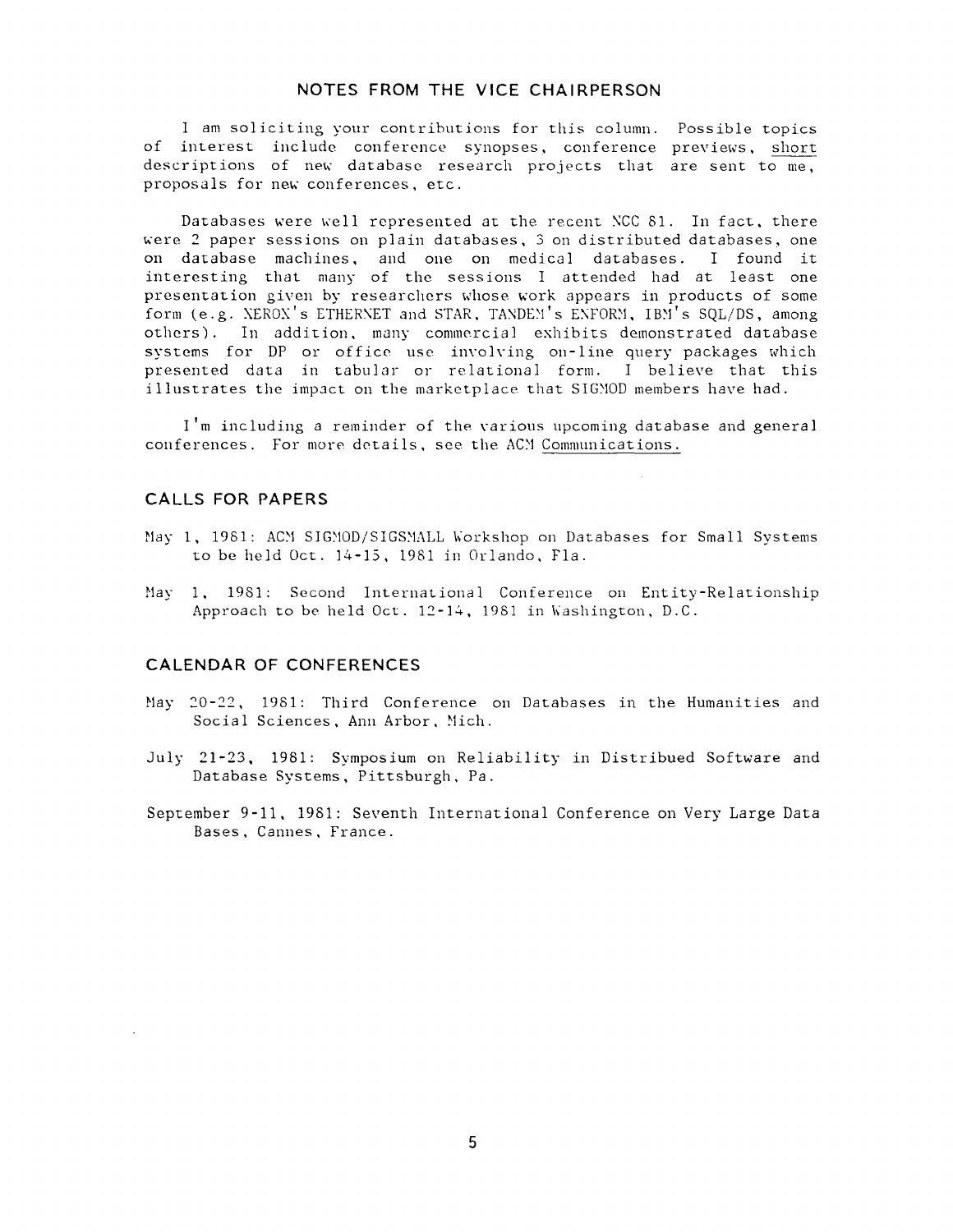## NOTES FROM THE VICE CHAIRPERSON

I am soliciting your contributions for this column. Possible topics of interest include conference synopses, conference previews, short descriptions of new database research projects that are sent to me, proposals for new conferences, etc.

Databases were well represented at the recent NCC 81. In fact, there were 2 paper sessions on plain databases, 3 on distributed databases, one on database machines, and one on medical databases. I found it interesting that many of the sessions I attended had at least one presentation given by researchers whose work appears in products of some form (e.g. XEROX's ETHERNET and STAR, TANDEM's ENFORM, IBM's SQL/DS, among others). In addition, many commercial exhibits demonstrated database systems for DP or office use involving on-line query packages which presented data in tabular or relational form. I believe that this illustrates the impact on the marketplace that SIGMOD members have had.

I'm including a reminder of the various upcoming database and general conferences. For more details, see the ACM Communications.

### CALLS FOR PAPERS

May 1, 1981: ACM SIGMOD/SIGSMALL Workshop on Databases for Small Systems to be held Oct. 14-15, 1981 in Orlando, Fla.

May 1, 1981: Second International Conference on Entity-Relationship Approach to be held Oct. 12-14, 1981 in Washington, D.C.

### CALENDAR OF CONFERENCES

May 20-22, 1981: Third Conference on Databases in the Humanities and Social Sciences, Ann Arbor, Mich.

July 21-23, 1981: Symposium on Reliability in Distribued Software and Database Systems, Pittsburgh, Pa.

September 9-11, 1981: Seventh International Conference on Very Large Data Bases, Cannes, France.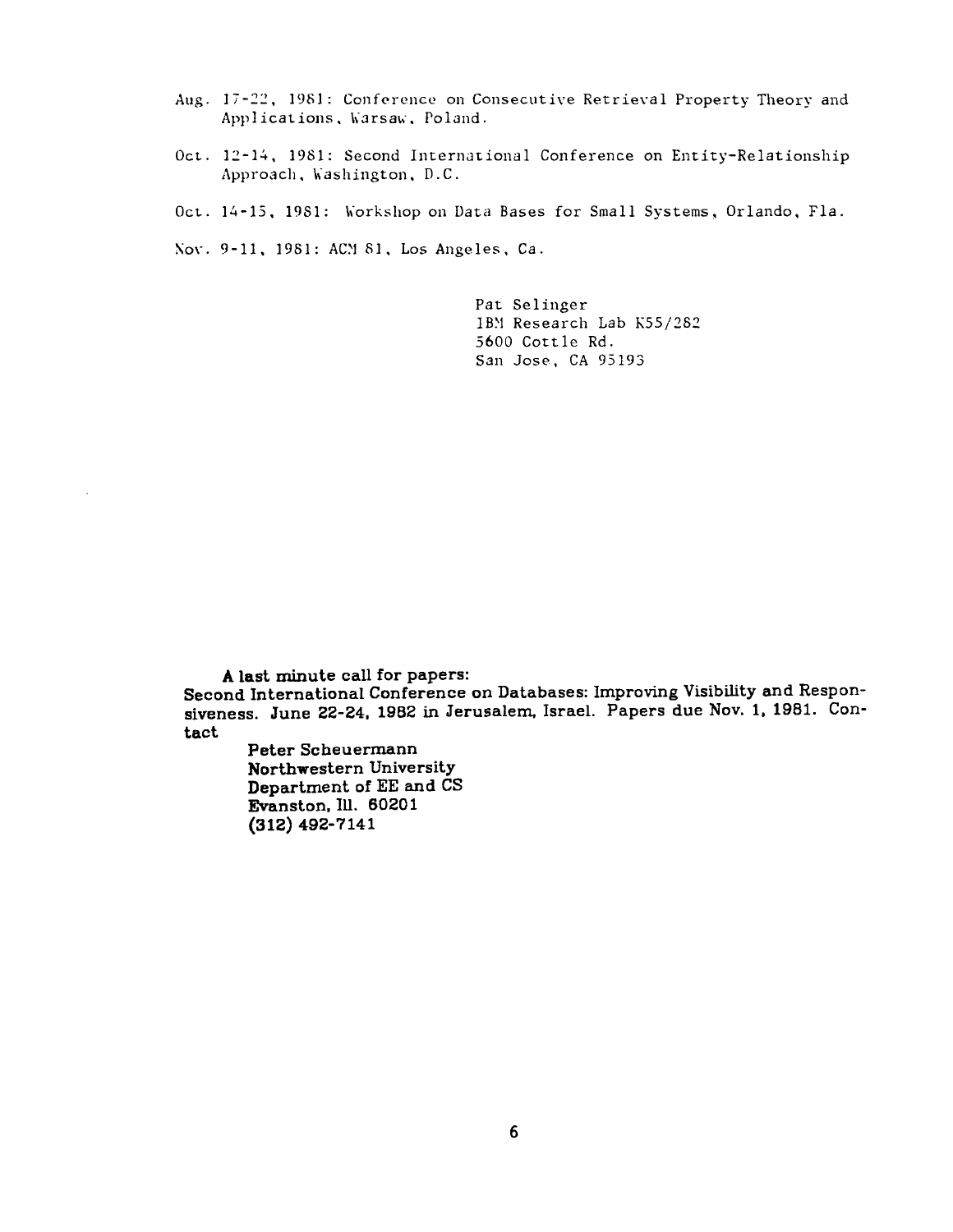Aug. 17-22, 1981: Conference on Consecutive Retrieval Property Theory and Applications, Warsaw, Poland.

Oct. 12-14, 1981: Second International Conference on Entity-Relationship Approach, Washington, D.C.

Oct. 14-15, 1981: Workshop on Data Bases for Small Systems, Orlando, Fla.

Nov. 9-11, 1981: ACM 81, Los Angeles, Ca.

Pat Selinger
IBM Research Lab K55/282
5600 Cottle Rd.
San Jose, CA 95193

**A last minute call for papers:**
**Second International Conference on Databases: Improving Visibility and Responsiveness. June 22-24, 1982 in Jerusalem, Israel. Papers due Nov. 1, 1981. Contact**

**Peter Scheuermann**
**Northwestern University**
**Department of EE and CS**
**Evanston, Ill. 60201**
**(312) 492-7141**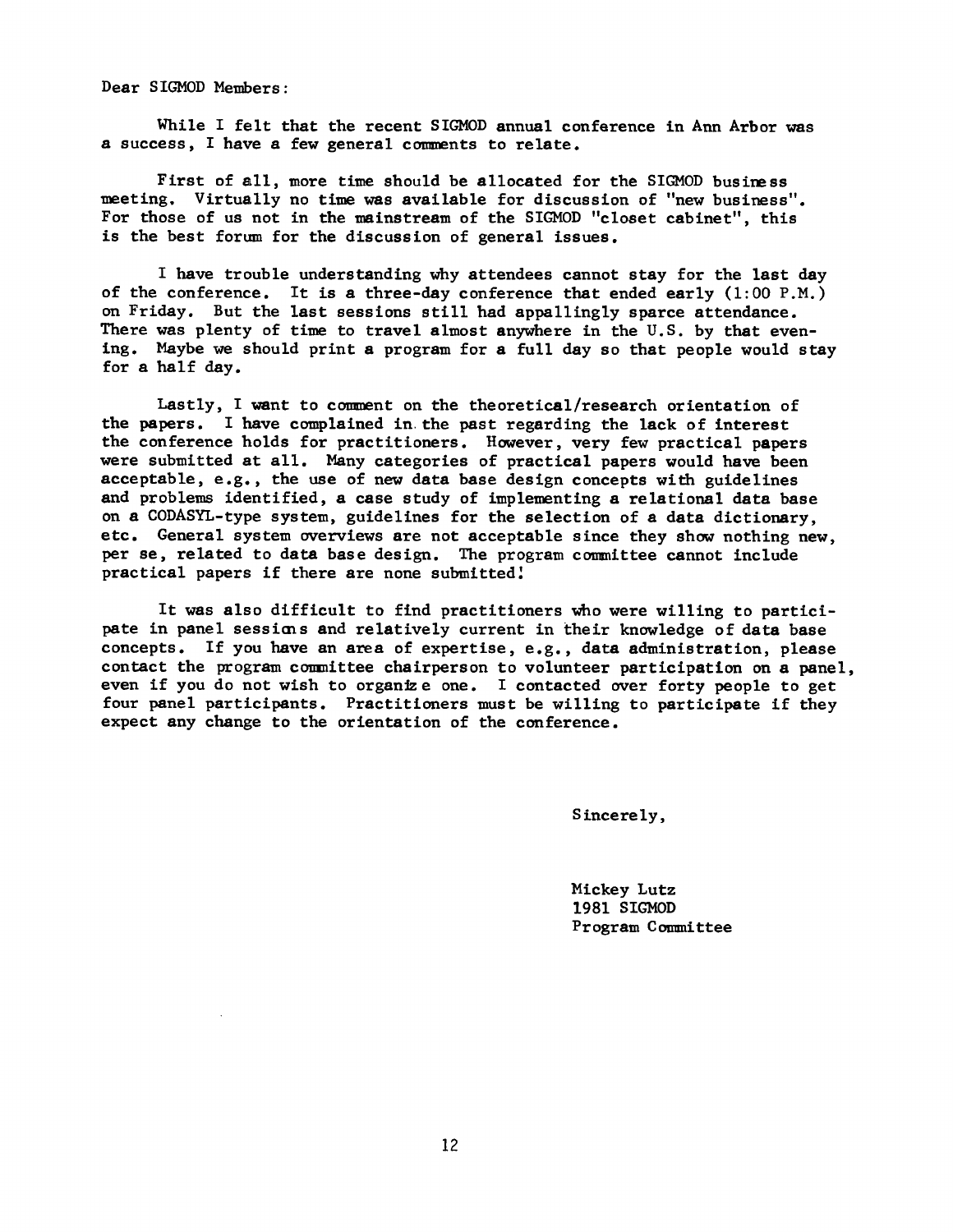Dear SIGMOD Members:

While I felt that the recent SIGMOD annual conference in Ann Arbor was a success, I have a few general comments to relate.

First of all, more time should be allocated for the SIGMOD business meeting. Virtually no time was available for discussion of "new business". For those of us not in the mainstream of the SIGMOD "closet cabinet", this is the best forum for the discussion of general issues.

I have trouble understanding why attendees cannot stay for the last day of the conference. It is a three-day conference that ended early (1:00 P.M.) on Friday. But the last sessions still had appallingly sparce attendance. There was plenty of time to travel almost anywhere in the U.S. by that evening. Maybe we should print a program for a full day so that people would stay for a half day.

Lastly, I want to comment on the theoretical/research orientation of the papers. I have complained in the past regarding the lack of interest the conference holds for practitioners. However, very few practical papers were submitted at all. Many categories of practical papers would have been acceptable, e.g., the use of new data base design concepts with guidelines and problems identified, a case study of implementing a relational data base on a CODASYL-type system, guidelines for the selection of a data dictionary, etc. General system overviews are not acceptable since they show nothing new, per se, related to data base design. The program committee cannot include practical papers if there are none submitted!

It was also difficult to find practitioners who were willing to participate in panel sessions and relatively current in their knowledge of data base concepts. If you have an area of expertise, e.g., data administration, please contact the program committee chairperson to volunteer participation on a panel, even if you do not wish to organize one. I contacted over forty people to get four panel participants. Practitioners must be willing to participate if they expect any change to the orientation of the conference.

Sincerely,

Mickey Lutz
1981 SIGMOD
Program Committee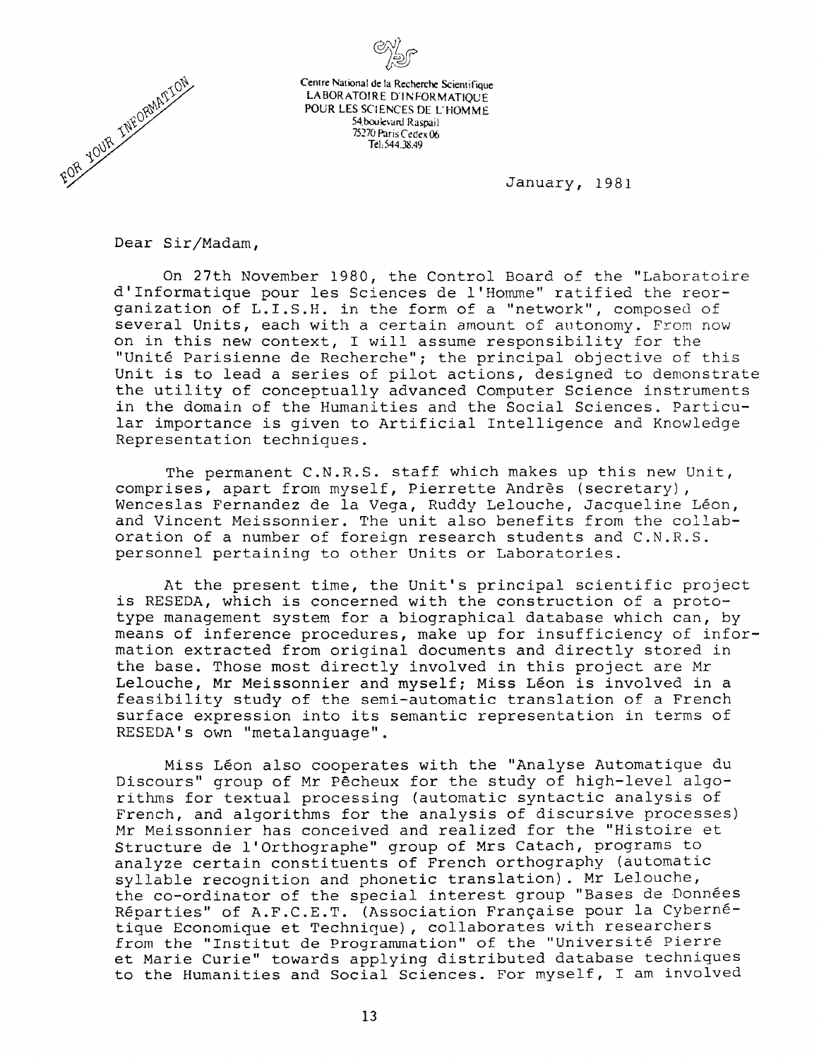FOR YOUR INFORMATION

Centre National de la Recherche Scientifique
LABORATOIRE D'INFORMATIQUE
POUR LES SCIENCES DE L'HOMME
54 boulevard Raspail
75270 Paris Cedex 06
Tel: 544.38.49

January, 1981

Dear Sir/Madam,

On 27th November 1980, the Control Board of the "Laboratoire d'Informatique pour les Sciences de l'Homme" ratified the reorganization of L.I.S.H. in the form of a "network", composed of several Units, each with a certain amount of autonomy. From now on in this new context, I will assume responsibility for the "Unité Parisienne de Recherche"; the principal objective of this Unit is to lead a series of pilot actions, designed to demonstrate the utility of conceptually advanced Computer Science instruments in the domain of the Humanities and the Social Sciences. Particular importance is given to Artificial Intelligence and Knowledge Representation techniques.

The permanent C.N.R.S. staff which makes up this new Unit, comprises, apart from myself, Pierrette Andrès (secretary), Wenceslas Fernandez de la Vega, Ruddy Lelouche, Jacqueline Léon, and Vincent Meissonnier. The unit also benefits from the collaboration of a number of foreign research students and C.N.R.S. personnel pertaining to other Units or Laboratories.

At the present time, the Unit's principal scientific project is RESEDA, which is concerned with the construction of a prototype management system for a biographical database which can, by means of inference procedures, make up for insufficiency of information extracted from original documents and directly stored in the base. Those most directly involved in this project are Mr Lelouche, Mr Meissonnier and myself; Miss Léon is involved in a feasibility study of the semi-automatic translation of a French surface expression into its semantic representation in terms of RESEDA's own "metalanguage".

Miss Léon also cooperates with the "Analyse Automatique du Discours" group of Mr Pêcheux for the study of high-level algorithms for textual processing (automatic syntactic analysis of French, and algorithms for the analysis of discursive processes) Mr Meissonnier has conceived and realized for the "Histoire et Structure de l'Orthographe" group of Mrs Catach, programs to analyze certain constituents of French orthography (automatic syllable recognition and phonetic translation). Mr Lelouche, the co-ordinator of the special interest group "Bases de Données Réparties" of A.F.C.E.T. (Association Française pour la Cybernétique Economique et Technique), collaborates with researchers from the "Institut de Programmation" of the "Université Pierre et Marie Curie" towards applying distributed database techniques to the Humanities and Social Sciences. For myself, I am involved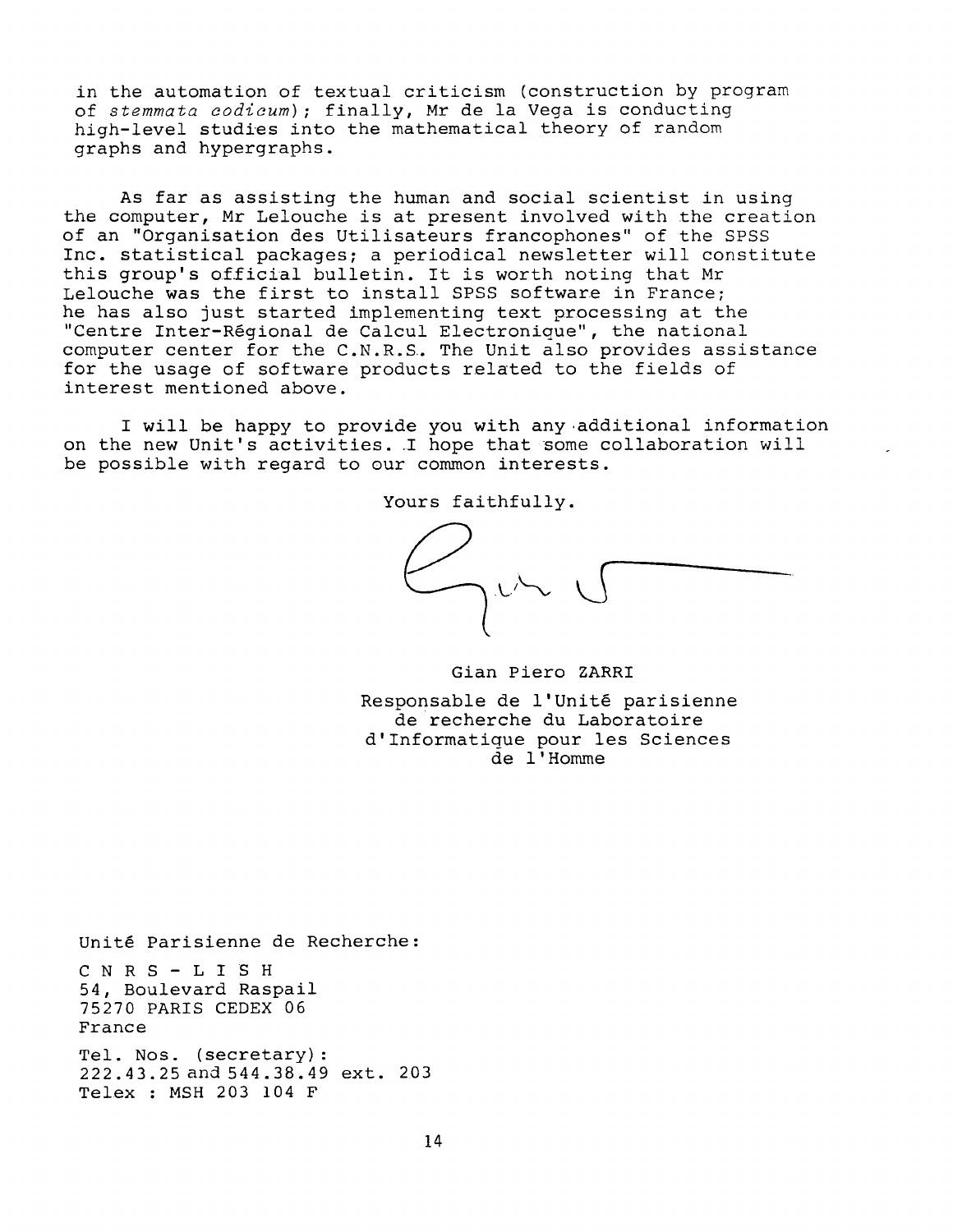in the automation of textual criticism (construction by program of *stemmata codicum*); finally, Mr de la Vega is conducting high-level studies into the mathematical theory of random graphs and hypergraphs.

As far as assisting the human and social scientist in using the computer, Mr Lelouche is at present involved with the creation of an "Organisation des Utilisateurs francophones" of the SPSS Inc. statistical packages; a periodical newsletter will constitute this group's official bulletin. It is worth noting that Mr Lelouche was the first to install SPSS software in France; he has also just started implementing text processing at the "Centre Inter-Régional de Calcul Electronique", the national computer center for the C.N.R.S. The Unit also provides assistance for the usage of software products related to the fields of interest mentioned above.

I will be happy to provide you with any additional information on the new Unit's activities. I hope that some collaboration will be possible with regard to our common interests.

Yours faithfully.

Gian Piero ZARRI

Responsable de l'Unité parisienne de recherche du Laboratoire d'Informatique pour les Sciences de l'Homme

Unité Parisienne de Recherche:

C N R S - L I S H
54, Boulevard Raspail
75270 PARIS CEDEX 06
France

Tel. Nos. (secretary):
222.43.25 and 544.38.49 ext. 203
Telex : MSH 203 104 F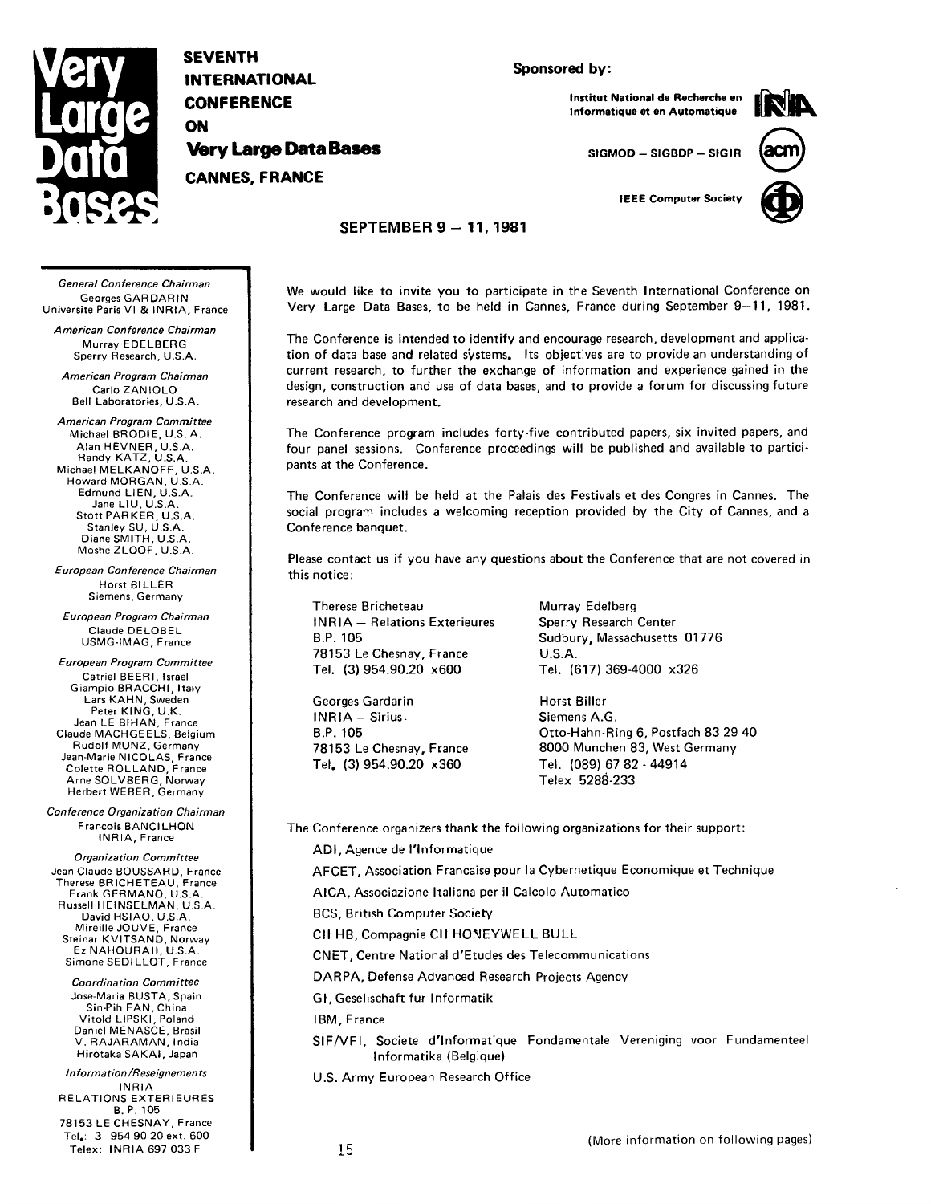# Very Large Data Bases

**SEVENTH INTERNATIONAL CONFERENCE ON Very Large Data Bases**

**CANNES, FRANCE**

**SEPTEMBER 9 – 11, 1981**

**Sponsored by:**

Institut National de Recherche en Informatique et en Automatique

SIGMOD – SIGBDP – SIGIR

IEEE Computer Society

*General Conference Chairman*
Georges GARDARIN
Universite Paris VI & INRIA, France

*American Conference Chairman*
Murray EDELBERG
Sperry Research, U.S.A.

*American Program Chairman*
Carlo ZANIOLO
Bell Laboratories, U.S.A.

*American Program Committee*
Michael BRODIE, U.S.A.
Alan HEVNER, U.S.A.
Randy KATZ, U.S.A.
Michael MELKANOFF, U.S.A.
Howard MORGAN, U.S.A.
Edmund LIEN, U.S.A.
Jane LIU, U.S.A.
Stott PARKER, U.S.A.
Stanley SU, U.S.A.
Diane SMITH, U.S.A.
Moshe ZLOOF, U.S.A.

*European Conference Chairman*
Horst BILLER
Siemens, Germany

*European Program Chairman*
Claude DELOBEL
USMG-IMAG, France

*European Program Committee*
Catriel BEERI, Israel
Giampio BRACCHI, Italy
Lars KAHN, Sweden
Peter KING, U.K.
Jean LE BIHAN, France
Claude MACHGEELS, Belgium
Rudolf MUNZ, Germany
Jean-Marie NICOLAS, France
Colette ROLLAND, France
Arne SOLVBERG, Norway
Herbert WEBER, Germany

*Conference Organization Chairman*
Francois BANCILHON
INRIA, France

*Organization Committee*
Jean-Claude BOUSSARD, France
Therese BRICHETEAU, France
Frank GERMANO, U.S.A.
Russell HEINSELMAN, U.S.A.
David HSIAO, U.S.A.
Mireille JOUVE, France
Steinar KVITSAND, Norway
Ez NAHOURAII, U.S.A.
Simone SEDILLOT, France

*Coordination Committee*
Jose-Maria BUSTA, Spain
Sin-Pih FAN, China
Vitold LIPSKI, Poland
Daniel MENASCE, Brasil
V. RAJARAMAN, India
Hirotaka SAKAI, Japan

*Information/Reseignements*
INRIA
RELATIONS EXTERIEURES
B. P. 105
78153 LE CHESNAY, France
Tel.: 3 - 954 90 20 ext. 600
Telex: INRIA 697 033 F

We would like to invite you to participate in the Seventh International Conference on Very Large Data Bases, to be held in Cannes, France during September 9–11, 1981.

The Conference is intended to identify and encourage research, development and application of data base and related systems. Its objectives are to provide an understanding of current research, to further the exchange of information and experience gained in the design, construction and use of data bases, and to provide a forum for discussing future research and development.

The Conference program includes forty-five contributed papers, six invited papers, and four panel sessions. Conference proceedings will be published and available to participants at the Conference.

The Conference will be held at the Palais des Festivals et des Congres in Cannes. The social program includes a welcoming reception provided by the City of Cannes, and a Conference banquet.

Please contact us if you have any questions about the Conference that are not covered in this notice:

Therese Bricheteau
INRIA – Relations Exterieures
B.P. 105
78153 Le Chesnay, France
Tel. (3) 954.90.20 x600

Murray Edelberg
Sperry Research Center
Sudbury, Massachusetts 01776
U.S.A.
Tel. (617) 369-4000 x326

Georges Gardarin
INRIA – Sirius
B.P. 105
78153 Le Chesnay, France
Tel. (3) 954.90.20 x360

Horst Biller
Siemens A.G.
Otto-Hahn-Ring 6, Postfach 83 29 40
8000 Munchen 83, West Germany
Tel. (089) 67 82 - 44914
Telex 5288-233

The Conference organizers thank the following organizations for their support:

- ADI, Agence de l'Informatique
- AFCET, Association Francaise pour la Cybernetique Economique et Technique
- AICA, Associazione Italiana per il Calcolo Automatico
- BCS, British Computer Society
- CII HB, Compagnie CII HONEYWELL BULL
- CNET, Centre National d'Etudes des Telecommunications
- DARPA, Defense Advanced Research Projects Agency
- GI, Gesellschaft fur Informatik
- IBM, France
- SIF/VFI, Societe d'Informatique Fondamentale Vereniging voor Fundamenteel Informatika (Belgique)
- U.S. Army European Research Office

(More information on following pages)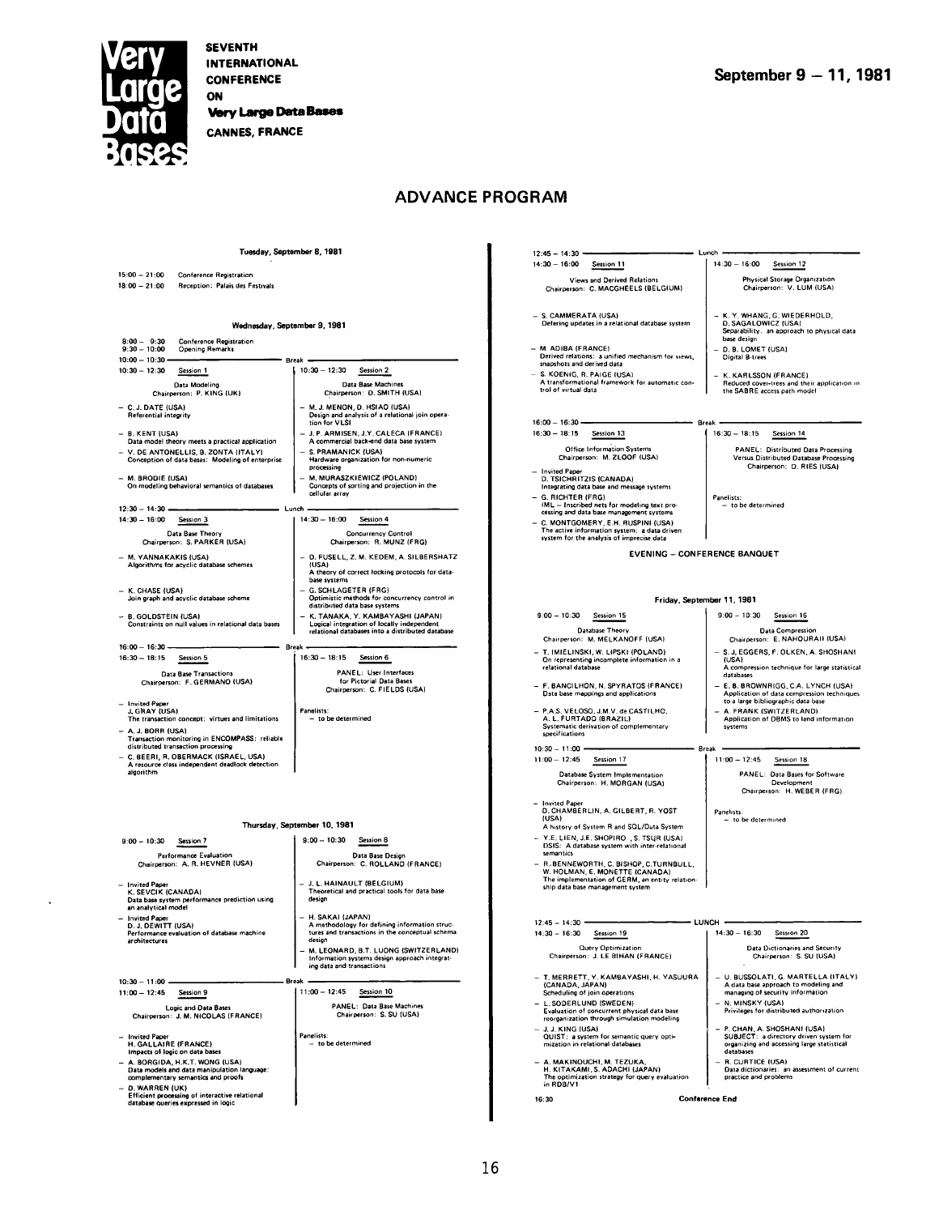**Very Large Data Bases**

**SEVENTH INTERNATIONAL CONFERENCE ON Very Large Data Bases**
**CANNES, FRANCE**

**September 9 – 11, 1981**

# ADVANCE PROGRAM

## Tuesday, September 8, 1981

15:00 – 21:00 Conference Registration
18:00 – 21:00 Reception: Palais des Festivals

## Wednesday, September 9, 1981

8:00 – 9:30 Conference Registration
9:30 – 10:00 Opening Remarks
10:00 – 10:30 Break

**10:30 – 12:30 Session 1**
Data Modeling
Chairperson: P. KING (UK)

- C. J. DATE (USA)
  Referential integrity
- B. KENT (USA)
  Data model theory meets a practical application
- V. DE ANTONELLIS, B. ZONTA (ITALY)
  Conception of data bases: Modeling of enterprise
- M. BRODIE (USA)
  On modeling behavioral semantics of databases

**10:30 – 12:30 Session 2**
Data Base Machines
Chairperson: D. SMITH (USA)

- M. J. MENON, D. HSIAO (USA)
  Design and analysis of a relational join operation for VLSI
- J. P. ARMISEN, J.Y. CALECA (FRANCE)
  A commercial back-end data base system
- S. PRAMANICK (USA)
  Hardware organization for non-numeric processing
- M. MURASZKIEWICZ (POLAND)
  Concepts of sorting and projection in the cellular array

12:30 – 14:30 Lunch

**14:30 – 16:00 Session 3**
Data Base Theory
Chairperson: S. PARKER (USA)

- M. YANNAKAKIS (USA)
  Algorithms for acyclic database schemes
- K. CHASE (USA)
  Join graph and acyclic database scheme
- B. GOLDSTEIN (USA)
  Constraints on null values in relational data bases

**14:30 – 16:00 Session 4**
Concurrency Control
Chairperson: R. MUNZ (FRG)

- D. FUSELL, Z. M. KEDEM, A. SILBERSHATZ (USA)
  A theory of correct locking protocols for database systems
- G. SCHLAGETER (FRG)
  Optimistic methods for concurrency control in distributed data base systems
- K. TANAKA, Y. KAMBAYASHI (JAPAN)
  Logical integration of locally independent relational databases into a distributed database

16:00 – 16:30 Break

**16:30 – 18:15 Session 5**
Data Base Transactions
Chairperson: F. GERMANO (USA)

- Invited Paper
  J. GRAY (USA)
  The transaction concept: virtues and limitations
- A. J. BORR (USA)
  Transaction monitoring in ENCOMPASS: reliable distributed transaction processing
- C. BEERI, R. OBERMACK (ISRAEL, USA)
  A resource class independent deadlock detection algorithm

**16:30 – 18:15 Session 6**
PANEL: User Interfaces for Pictorial Data Bases
Chairperson: C. FIELDS (USA)

Panelists:
– to be determined

## Thursday, September 10, 1981

**9:00 – 10:30 Session 7**
Performance Evaluation
Chairperson: A. R. HEVNER (USA)

- Invited Paper
  K. SEVCIK (CANADA)
  Data base system performance prediction using an analytical model
- Invited Paper
  D. J. DEWITT (USA)
  Performance evaluation of database machine architectures

**9:00 – 10:30 Session 8**
Data Base Design
Chairperson: C. ROLLAND (FRANCE)

- J. L. HAINAULT (BELGIUM)
  Theoretical and practical tools for data base design
- H. SAKAI (JAPAN)
  A methodology for defining information structures and transactions in the conceptual schema design
- M. LEONARD, B.T. LUONG (SWITZERLAND)
  Information systems design approach integrating data and transactions

10:30 – 11:00 Break

**11:00 – 12:45 Session 9**
Logic and Data Bases
Chairperson: J. M. NICOLAS (FRANCE)

- Invited Paper
  H. GALLAIRE (FRANCE)
  Impacts of logic on data bases
- A. BORGIDA, H.K.T. WONG (USA)
  Data models and data manipulation language: complementary semantics and proofs
- D. WARREN (UK)
  Efficient processing of interactive relational database queries expressed in logic

**11:00 – 12:45 Session 10**
PANEL: Data Base Machines
Chairperson: S. SU (USA)

Panelists:
– to be determined

12:45 – 14:30 Lunch

**14:30 – 16:00 Session 11**
Views and Derived Relations
Chairperson: C. MACGHEELS (BELGIUM)

- S. CAMMERATA (USA)
  Defering updates in a relational database system
- M. ADIBA (FRANCE)
  Derived relations: a unified mechanism for views, snapshots and derived data
- S. KOENIG, R. PAIGE (USA)
  A transformational framework for automatic control of virtual data

**14:30 – 16:00 Session 12**
Physical Storage Organization
Chairperson: V. LUM (USA)

- K. Y. WHANG, G. WIEDERHOLD, D. SAGALOWICZ (USA)
  Separability: an approach to physical data base design
- D. B. LOMET (USA)
  Digital B-trees
- K. KARLSSON (FRANCE)
  Reduced cover-trees and their application in the SABRE access path model

16:00 – 16:30 Break

**16:30 – 18:15 Session 13**
Office Information Systems
Chairperson: M. ZLOOF (USA)

- Invited Paper
  D. TSICHRITZIS (CANADA)
  Integrating data base and message systems
- G. RICHTER (FRG)
  IML – Inscribed nets for modeling text processing and data base management systems
- C. MONTGOMERY, E.H. RUSPINI (USA)
  The active information system: a data driven system for the analysis of imprecise data

**16:30 – 18:15 Session 14**
PANEL: Distributed Data Processing Versus Distributed Database Processing
Chairperson: D. RIES (USA)

Panelists:
– to be determined

**EVENING – CONFERENCE BANQUET**

## Friday, September 11, 1981

**9:00 – 10:30 Session 15**
Database Theory
Chairperson: M. MELKANOFF (USA)

- T. IMIELINSKI, W. LIPSKI (POLAND)
  On representing incomplete information in a relational database
- F. BANCILHON, N. SPYRATOS (FRANCE)
  Data base mappings and applications
- P.A.S. VELOSO, J.M.V. de CASTILHO, A. L. FURTADO (BRAZIL)
  Systematic derivation of complementary specifications

**9:00 – 10:30 Session 16**
Data Compression
Chairperson: E. NAHOURAII (USA)

- S. J. EGGERS, F. OLKEN, A. SHOSHANI (USA)
  A compression technique for large statistical databases
- E. B. BROWNRIGG, C.A. LYNCH (USA)
  Application of data compression techniques to a large bibliographic data base
- A. FRANK (SWITZERLAND)
  Application of DBMS to land information systems

10:30 – 11:00 Break

**11:00 – 12:45 Session 17**
Database System Implementation
Chairperson: H. MORGAN (USA)

- Invited Paper
  D. CHAMBERLIN, A. GILBERT, R. YOST (USA)
  A history of System R and SQL/Data System
- Y.E. LIEN, J.E. SHOPIRO, S. TSUR (USA)
  DSIS: A database system with inter-relational semantics
- R. BENNEWORTH, C. BISHOP, C.TURNBULL, W. HOLMAN, E. MONETTE (CANADA)
  The implementation of GERM, an entity relationship data base management system

**11:00 – 12:45 Session 18**
PANEL: Data Bases for Software Development
Chairperson: H. WEBER (FRG)

Panelists:
– to be determined

12:45 – 14:30 LUNCH

**14:30 – 16:30 Session 19**
Query Optimization
Chairperson: J. LE BIHAN (FRANCE)

- T. MERRETT, Y. KAMBAYASHI, H. YASUURA (CANADA, JAPAN)
  Scheduling of join operations
- L. SODERLUND (SWEDEN)
  Evaluation of concurrent physical data base reorganization through simulation modeling
- J. J. KING (USA)
  QUIST: a system for semantic query optimization in relational databases
- A. MAKINOUCHI, M. TEZUKA, H. KITAKAMI, S. ADACHI (JAPAN)
  The optimization strategy for query evaluation in RDB/V1

**14:30 – 16:30 Session 20**
Data Dictionaries and Security
Chairperson: S. SU (USA)

- U. BUSSOLATI, G. MARTELLA (ITALY)
  A data base approach to modeling and managing of security information
- N. MINSKY (USA)
  Privileges for distributed authorization
- P. CHAN, A. SHOSHANI (USA)
  SUBJECT: a directory driven system for organizing and accessing large statistical databases
- R. CURTICE (USA)
  Data dictionaries: an assessment of current practice and problems

16:30 **Conference End**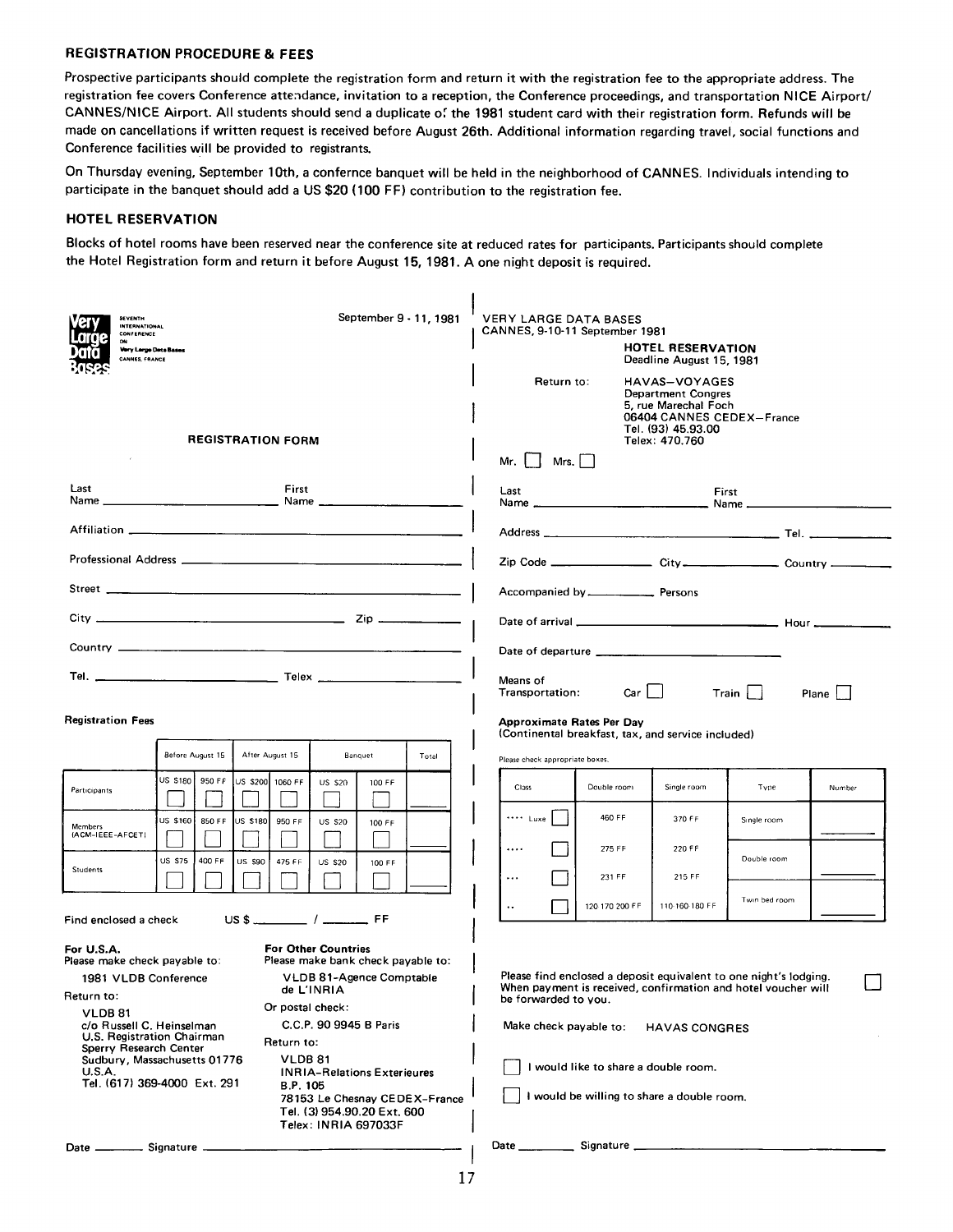## REGISTRATION PROCEDURE & FEES

Prospective participants should complete the registration form and return it with the registration fee to the appropriate address. The registration fee covers Conference attendance, invitation to a reception, the Conference proceedings, and transportation NICE Airport/CANNES/NICE Airport. All students should send a duplicate of the 1981 student card with their registration form. Refunds will be made on cancellations if written request is received before August 26th. Additional information regarding travel, social functions and Conference facilities will be provided to registrants.

On Thursday evening, September 10th, a confernce banquet will be held in the neighborhood of CANNES. Individuals intending to participate in the banquet should add a US $20 (100 FF) contribution to the registration fee.

## HOTEL RESERVATION

Blocks of hotel rooms have been reserved near the conference site at reduced rates for participants. Participants should complete the Hotel Registration form and return it before August 15, 1981. A one night deposit is required.

---

SEVENTH INTERNATIONAL CONFERENCE ON Very Large Data Bases
CANNES, FRANCE

September 9 - 11, 1981

### REGISTRATION FORM

Last Name ____________ First Name ____________

Affiliation ____________

Professional Address ____________

Street ____________

City ____________ Zip ____________

Country ____________

Tel. ____________ Telex ____________

**Registration Fees**

| | Before August 15 | | After August 15 | | Banquet | | Total |
|---|---|---|---|---|---|---|---|
| Participants | US $180 ☐ | 950 FF ☐ | US $200 ☐ | 1060 FF ☐ | US $20 ☐ | 100 FF ☐ | ____ |
| Members (ACM-IEEE-AFCET) | US $160 ☐ | 850 FF ☐ | US $180 ☐ | 950 FF ☐ | US $20 ☐ | 100 FF ☐ | ____ |
| Students | US $75 ☐ | 400 FF ☐ | US $90 ☐ | 475 FF ☐ | US $20 ☐ | 100 FF ☐ | ____ |

Find enclosed a check US $ ______ / ______ FF

**For U.S.A.**
Please make check payable to:

1981 VLDB Conference

Return to:

VLDB 81
c/o Russell C. Heinselman
U.S. Registration Chairman
Sperry Research Center
Sudbury, Massachusetts 01776
U.S.A.
Tel. (617) 369-4000 Ext. 291

**For Other Countries**
Please make bank check payable to:

VLDB 81-Agence Comptable de L'INRIA

Or postal check:

C.C.P. 90 9945 B Paris

Return to:

VLDB 81
INRIA-Relations Exterieures
B.P. 105
78153 Le Chesnay CEDEX-France
Tel. (3) 954.90.20 Ext. 600
Telex: INRIA 697033F

Date ______ Signature ____________

---

VERY LARGE DATA BASES
CANNES, 9-10-11 September 1981

### HOTEL RESERVATION
Deadline August 15, 1981

Return to: HAVAS–VOYAGES
Department Congres
5, rue Marechal Foch
06404 CANNES CEDEX–France
Tel. (93) 45.93.00
Telex: 470.760

Mr. ☐ Mrs. ☐

Last Name ____________ First Name ____________

Address ____________ Tel. ____________

Zip Code ________ City ________ Country ________

Accompanied by ______ Persons

Date of arrival ____________ Hour ______

Date of departure ____________

Means of Transportation: Car ☐ Train ☐ Plane ☐

**Approximate Rates Per Day**
(Continental breakfast, tax, and service included)

Please check appropriate boxes.

| Class | Double room | Single room | Type | Number |
|---|---|---|---|---|
| **** Luxe ☐ | 460 FF | 370 FF | Single room | ____ |
| **** ☐ | 275 FF | 220 FF | Double room | ____ |
| *** ☐ | 231 FF | 215 FF | | |
| ** ☐ | 120 170 200 FF | 110 160 180 FF | Twin bed room | ____ |

Please find enclosed a deposit equivalent to one night's lodging. When payment is received, confirmation and hotel voucher will be forwarded to you. ☐

Make check payable to: HAVAS CONGRES

☐ I would like to share a double room.

☐ I would be willing to share a double room.

Date ______ Signature ____________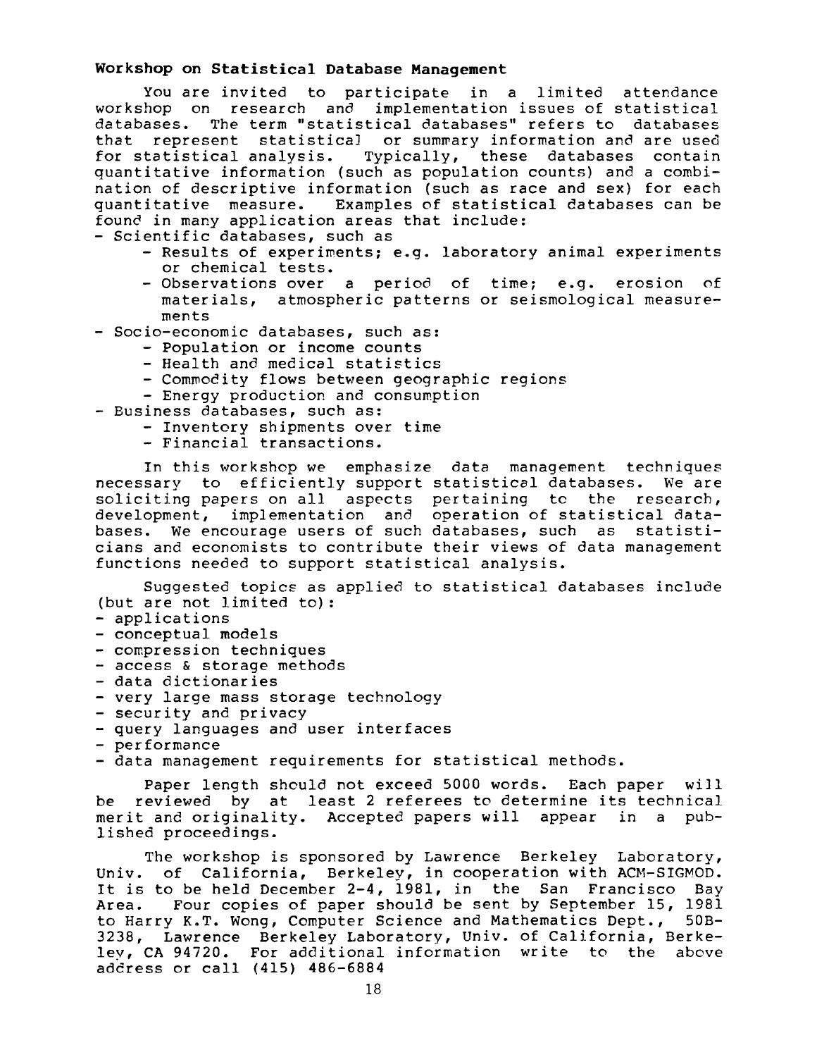### Workshop on Statistical Database Management

You are invited to participate in a limited attendance workshop on research and implementation issues of statistical databases. The term "statistical databases" refers to databases that represent statistical or summary information and are used for statistical analysis. Typically, these databases contain quantitative information (such as population counts) and a combination of descriptive information (such as race and sex) for each quantitative measure. Examples of statistical databases can be found in many application areas that include:

- Scientific databases, such as
    - Results of experiments; e.g. laboratory animal experiments or chemical tests.
    - Observations over a period of time; e.g. erosion of materials, atmospheric patterns or seismological measurements
- Socio-economic databases, such as:
    - Population or income counts
    - Health and medical statistics
    - Commodity flows between geographic regions
    - Energy production and consumption
- Business databases, such as:
    - Inventory shipments over time
    - Financial transactions.

In this workshop we emphasize data management techniques necessary to efficiently support statistical databases. We are soliciting papers on all aspects pertaining to the research, development, implementation and operation of statistical databases. We encourage users of such databases, such as statisticians and economists to contribute their views of data management functions needed to support statistical analysis.

Suggested topics as applied to statistical databases include (but are not limited to):

- applications
- conceptual models
- compression techniques
- access & storage methods
- data dictionaries
- very large mass storage technology
- security and privacy
- query languages and user interfaces
- performance
- data management requirements for statistical methods.

Paper length should not exceed 5000 words. Each paper will be reviewed by at least 2 referees to determine its technical merit and originality. Accepted papers will appear in a published proceedings.

The workshop is sponsored by Lawrence Berkeley Laboratory, Univ. of California, Berkeley, in cooperation with ACM-SIGMOD. It is to be held December 2-4, 1981, in the San Francisco Bay Area. Four copies of paper should be sent by September 15, 1981 to Harry K.T. Wong, Computer Science and Mathematics Dept., 50B-3238, Lawrence Berkeley Laboratory, Univ. of California, Berkeley, CA 94720. For additional information write to the above address or call (415) 486-6884